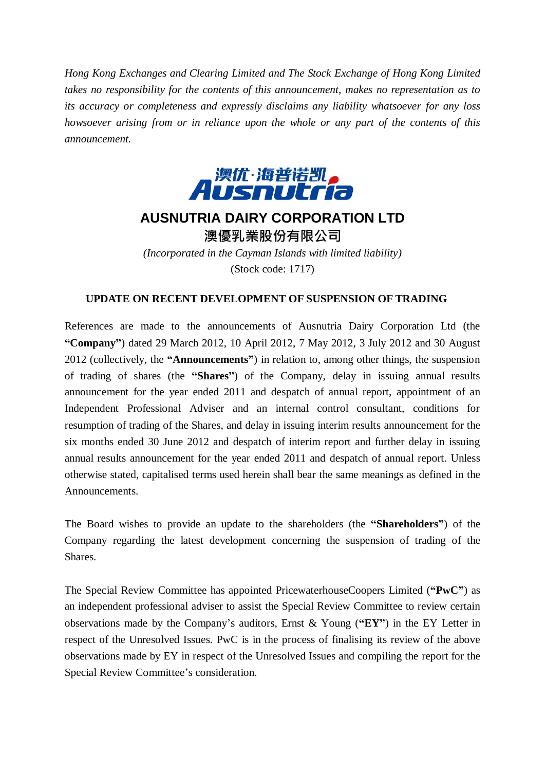*Hong Kong Exchanges and Clearing Limited and The Stock Exchange of Hong Kong Limited takes no responsibility for the contents of this announcement, makes no representation as to its accuracy or completeness and expressly disclaims any liability whatsoever for any loss howsoever arising from or in reliance upon the whole or any part of the contents of this announcement.*

澳优·海普诺凯
Ausnutria

# AUSNUTRIA DAIRY CORPORATION LTD
# 澳優乳業股份有限公司

*(Incorporated in the Cayman Islands with limited liability)*
(Stock code: 1717)

## UPDATE ON RECENT DEVELOPMENT OF SUSPENSION OF TRADING

References are made to the announcements of Ausnutria Dairy Corporation Ltd (the **"Company"**) dated 29 March 2012, 10 April 2012, 7 May 2012, 3 July 2012 and 30 August 2012 (collectively, the **"Announcements"**) in relation to, among other things, the suspension of trading of shares (the **"Shares"**) of the Company, delay in issuing annual results announcement for the year ended 2011 and despatch of annual report, appointment of an Independent Professional Adviser and an internal control consultant, conditions for resumption of trading of the Shares, and delay in issuing interim results announcement for the six months ended 30 June 2012 and despatch of interim report and further delay in issuing annual results announcement for the year ended 2011 and despatch of annual report. Unless otherwise stated, capitalised terms used herein shall bear the same meanings as defined in the Announcements.

The Board wishes to provide an update to the shareholders (the **"Shareholders"**) of the Company regarding the latest development concerning the suspension of trading of the Shares.

The Special Review Committee has appointed PricewaterhouseCoopers Limited (**"PwC"**) as an independent professional adviser to assist the Special Review Committee to review certain observations made by the Company's auditors, Ernst & Young (**"EY"**) in the EY Letter in respect of the Unresolved Issues. PwC is in the process of finalising its review of the above observations made by EY in respect of the Unresolved Issues and compiling the report for the Special Review Committee's consideration.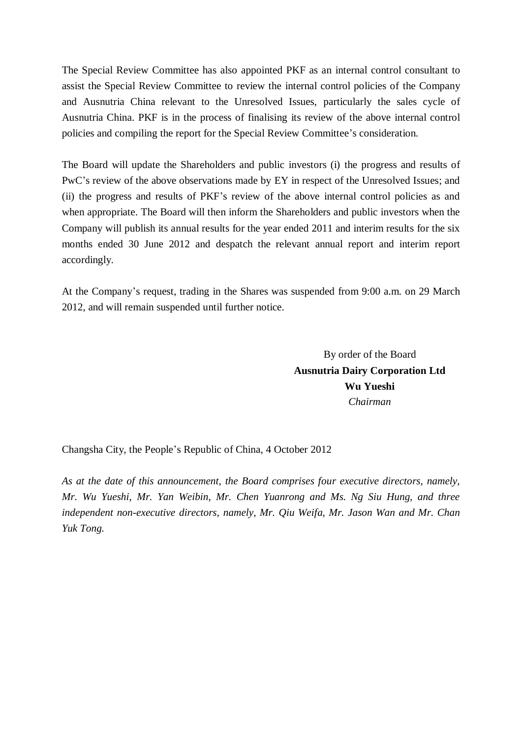The Special Review Committee has also appointed PKF as an internal control consultant to assist the Special Review Committee to review the internal control policies of the Company and Ausnutria China relevant to the Unresolved Issues, particularly the sales cycle of Ausnutria China. PKF is in the process of finalising its review of the above internal control policies and compiling the report for the Special Review Committee's consideration.

The Board will update the Shareholders and public investors (i) the progress and results of PwC's review of the above observations made by EY in respect of the Unresolved Issues; and (ii) the progress and results of PKF's review of the above internal control policies as and when appropriate. The Board will then inform the Shareholders and public investors when the Company will publish its annual results for the year ended 2011 and interim results for the six months ended 30 June 2012 and despatch the relevant annual report and interim report accordingly.

At the Company's request, trading in the Shares was suspended from 9:00 a.m. on 29 March 2012, and will remain suspended until further notice.

By order of the Board
**Ausnutria Dairy Corporation Ltd**
**Wu Yueshi**
*Chairman*

Changsha City, the People's Republic of China, 4 October 2012

*As at the date of this announcement, the Board comprises four executive directors, namely, Mr. Wu Yueshi, Mr. Yan Weibin, Mr. Chen Yuanrong and Ms. Ng Siu Hung, and three independent non-executive directors, namely, Mr. Qiu Weifa, Mr. Jason Wan and Mr. Chan Yuk Tong.*